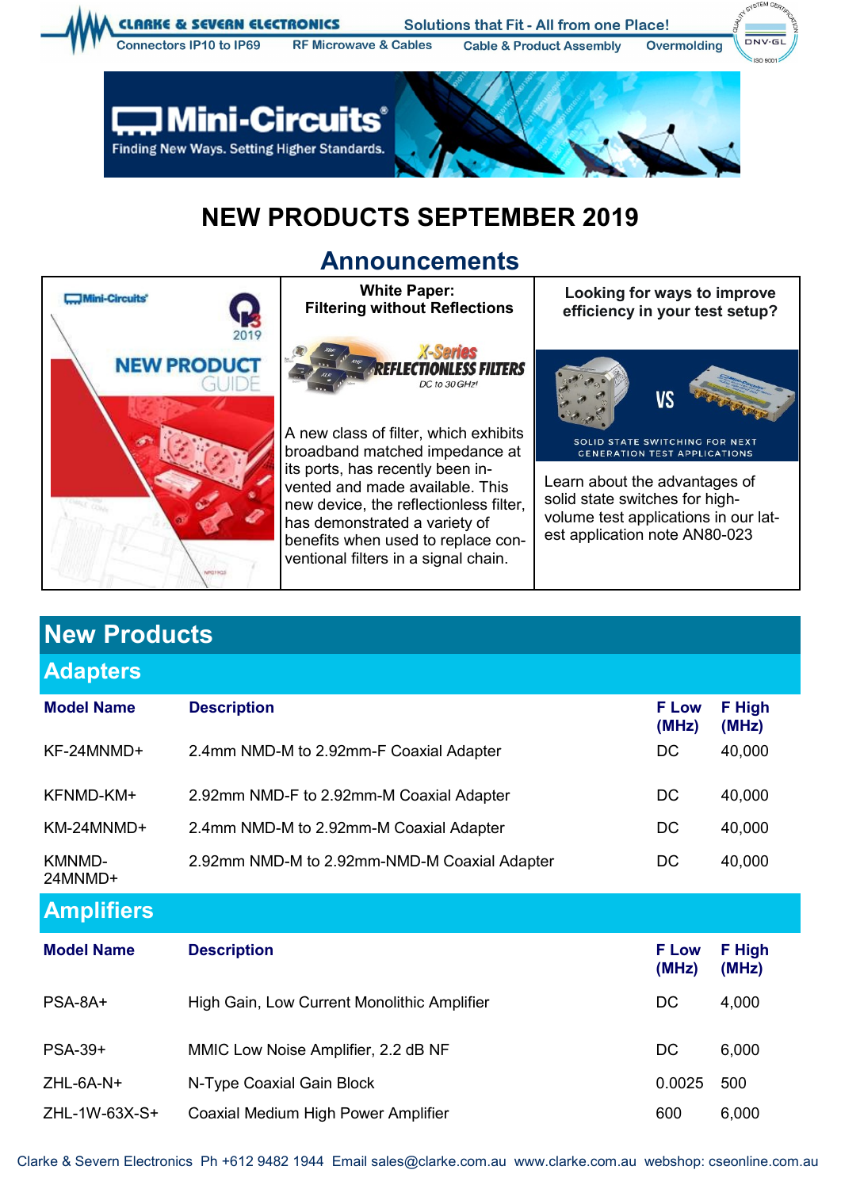# NEW PRODUCTS SEPTEMBER 2019

## Announcements

**White Paper: Filtering without Reflections**

A new class of filter, which exhibits broadband matched impedance at its ports, has recently been invented and made available. This new device, the reflectionless filter, has demonstrated a variety of benefits when used to replace conventional filters in a signal chain.

**Looking for ways to improve efficiency in your test setup?**

Learn about the advantages of solid state switches for high-volume test applications in our latest application note AN80-023

# New Products

## Adapters

| Model Name | Description | F Low (MHz) | F High (MHz) |
|---|---|---|---|
| KF-24MNMD+ | 2.4mm NMD-M to 2.92mm-F Coaxial Adapter | DC | 40,000 |
| KFNMD-KM+ | 2.92mm NMD-F to 2.92mm-M Coaxial Adapter | DC | 40,000 |
| KM-24MNMD+ | 2.4mm NMD-M to 2.92mm-M Coaxial Adapter | DC | 40,000 |
| KMNMD-24MNMD+ | 2.92mm NMD-M to 2.92mm-NMD-M Coaxial Adapter | DC | 40,000 |

## Amplifiers

| Model Name | Description | F Low (MHz) | F High (MHz) |
|---|---|---|---|
| PSA-8A+ | High Gain, Low Current Monolithic Amplifier | DC | 4,000 |
| PSA-39+ | MMIC Low Noise Amplifier, 2.2 dB NF | DC | 6,000 |
| ZHL-6A-N+ | N-Type Coaxial Gain Block | 0.0025 | 500 |
| ZHL-1W-63X-S+ | Coaxial Medium High Power Amplifier | 600 | 6,000 |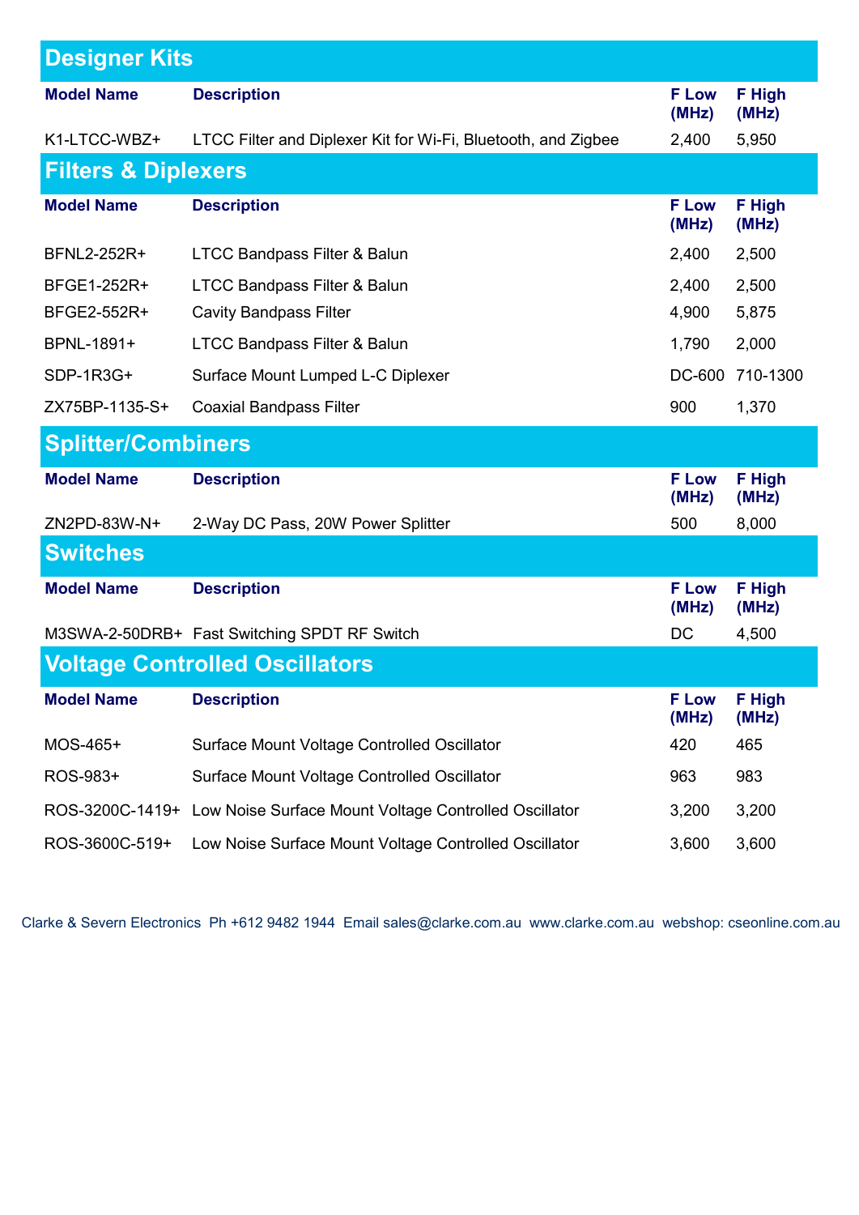## Designer Kits

| Model Name | Description | F Low (MHz) | F High (MHz) |
|---|---|---|---|
| K1-LTCC-WBZ+ | LTCC Filter and Diplexer Kit for Wi-Fi, Bluetooth, and Zigbee | 2,400 | 5,950 |

## Filters & Diplexers

| Model Name | Description | F Low (MHz) | F High (MHz) |
|---|---|---|---|
| BFNL2-252R+ | LTCC Bandpass Filter & Balun | 2,400 | 2,500 |
| BFGE1-252R+ | LTCC Bandpass Filter & Balun | 2,400 | 2,500 |
| BFGE2-552R+ | Cavity Bandpass Filter | 4,900 | 5,875 |
| BPNL-1891+ | LTCC Bandpass Filter & Balun | 1,790 | 2,000 |
| SDP-1R3G+ | Surface Mount Lumped L-C Diplexer | DC-600 | 710-1300 |
| ZX75BP-1135-S+ | Coaxial Bandpass Filter | 900 | 1,370 |

## Splitter/Combiners

| Model Name | Description | F Low (MHz) | F High (MHz) |
|---|---|---|---|
| ZN2PD-83W-N+ | 2-Way DC Pass, 20W Power Splitter | 500 | 8,000 |

## Switches

| Model Name | Description | F Low (MHz) | F High (MHz) |
|---|---|---|---|
| M3SWA-2-50DRB+ | Fast Switching SPDT RF Switch | DC | 4,500 |

## Voltage Controlled Oscillators

| Model Name | Description | F Low (MHz) | F High (MHz) |
|---|---|---|---|
| MOS-465+ | Surface Mount Voltage Controlled Oscillator | 420 | 465 |
| ROS-983+ | Surface Mount Voltage Controlled Oscillator | 963 | 983 |
| ROS-3200C-1419+ | Low Noise Surface Mount Voltage Controlled Oscillator | 3,200 | 3,200 |
| ROS-3600C-519+ | Low Noise Surface Mount Voltage Controlled Oscillator | 3,600 | 3,600 |

Clarke & Severn Electronics Ph +612 9482 1944 Email sales@clarke.com.au www.clarke.com.au webshop: cseonline.com.au